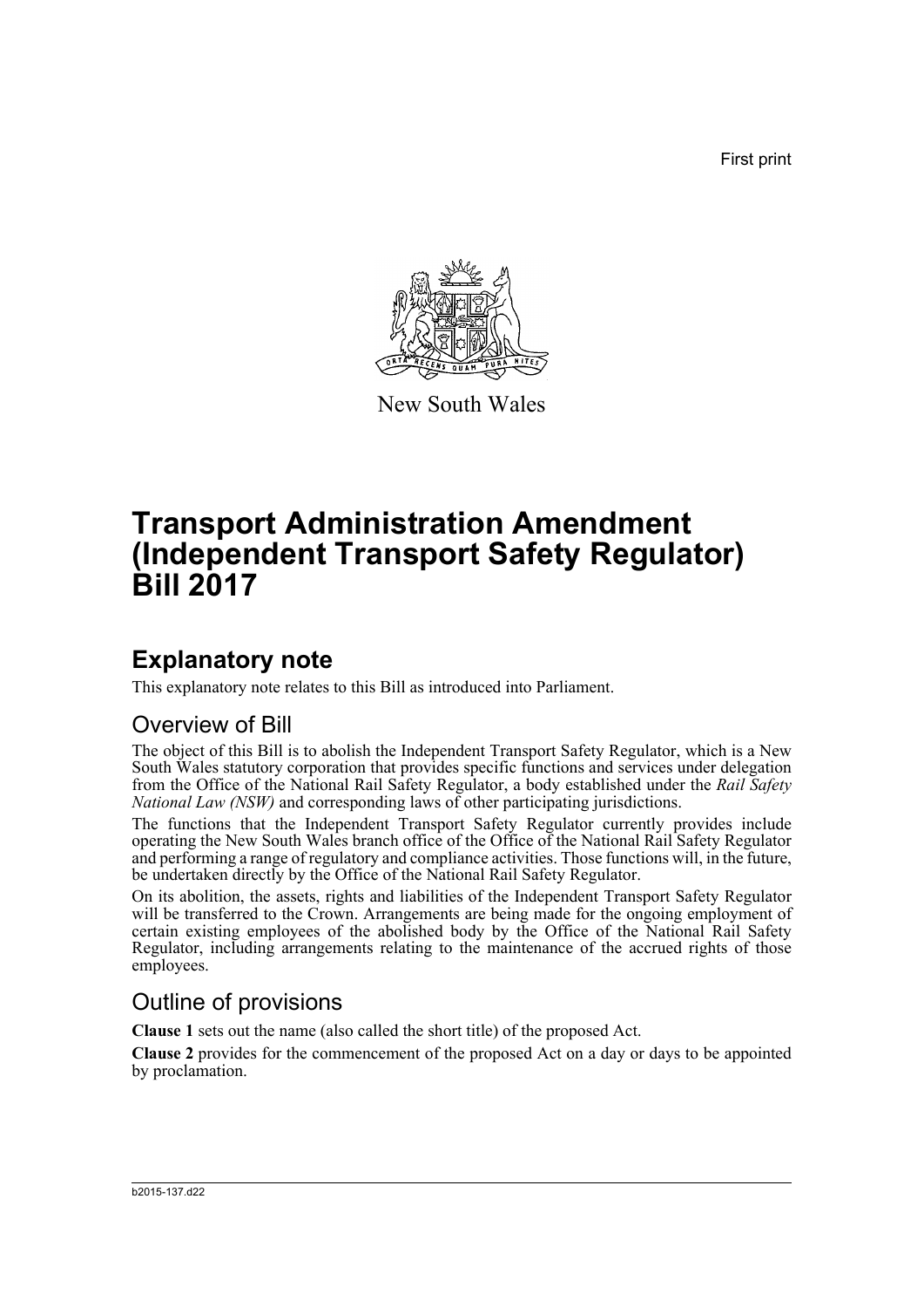First print

New South Wales

# Transport Administration Amendment (Independent Transport Safety Regulator) Bill 2017

## Explanatory note

This explanatory note relates to this Bill as introduced into Parliament.

### Overview of Bill

The object of this Bill is to abolish the Independent Transport Safety Regulator, which is a New South Wales statutory corporation that provides specific functions and services under delegation from the Office of the National Rail Safety Regulator, a body established under the *Rail Safety National Law (NSW)* and corresponding laws of other participating jurisdictions.

The functions that the Independent Transport Safety Regulator currently provides include operating the New South Wales branch office of the Office of the National Rail Safety Regulator and performing a range of regulatory and compliance activities. Those functions will, in the future, be undertaken directly by the Office of the National Rail Safety Regulator.

On its abolition, the assets, rights and liabilities of the Independent Transport Safety Regulator will be transferred to the Crown. Arrangements are being made for the ongoing employment of certain existing employees of the abolished body by the Office of the National Rail Safety Regulator, including arrangements relating to the maintenance of the accrued rights of those employees.

### Outline of provisions

**Clause 1** sets out the name (also called the short title) of the proposed Act.

**Clause 2** provides for the commencement of the proposed Act on a day or days to be appointed by proclamation.

b2015-137.d22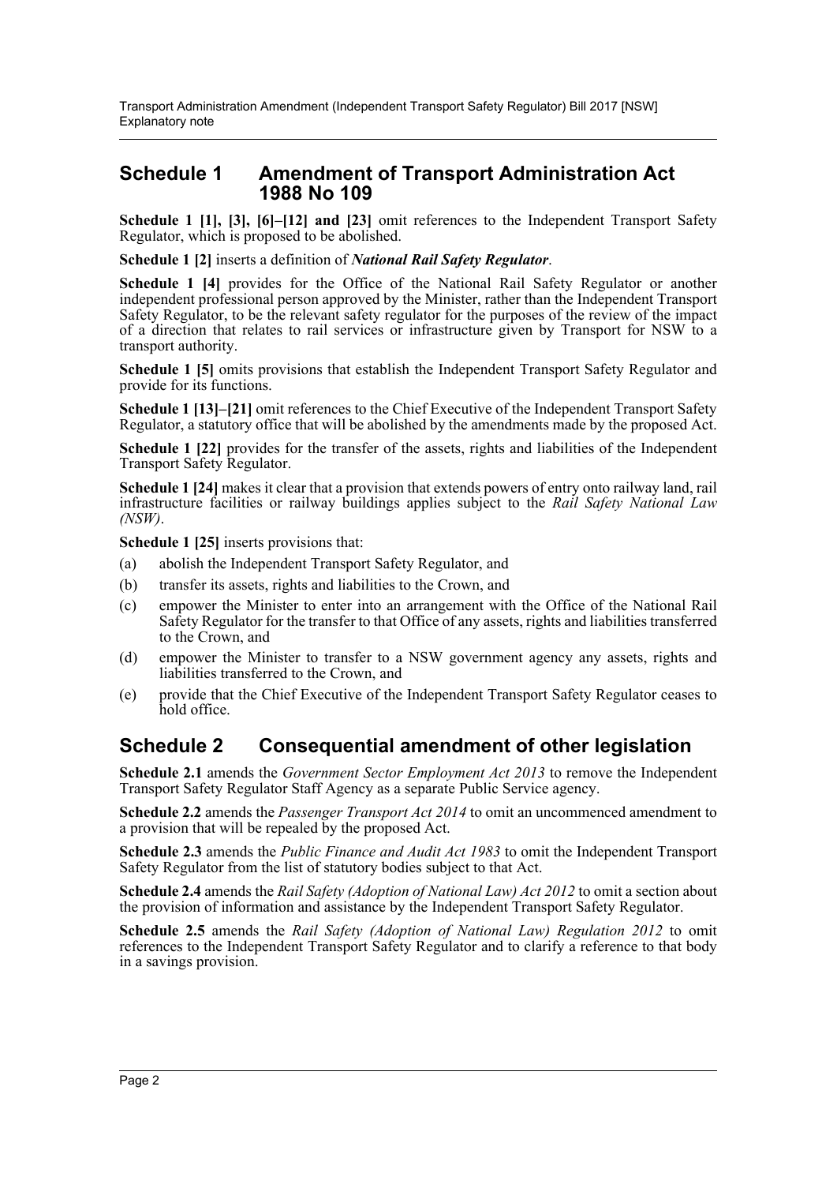## Schedule 1 Amendment of Transport Administration Act 1988 No 109

**Schedule 1 [1], [3], [6]–[12] and [23]** omit references to the Independent Transport Safety Regulator, which is proposed to be abolished.

**Schedule 1 [2]** inserts a definition of ***National Rail Safety Regulator***.

**Schedule 1 [4]** provides for the Office of the National Rail Safety Regulator or another independent professional person approved by the Minister, rather than the Independent Transport Safety Regulator, to be the relevant safety regulator for the purposes of the review of the impact of a direction that relates to rail services or infrastructure given by Transport for NSW to a transport authority.

**Schedule 1 [5]** omits provisions that establish the Independent Transport Safety Regulator and provide for its functions.

**Schedule 1 [13]–[21]** omit references to the Chief Executive of the Independent Transport Safety Regulator, a statutory office that will be abolished by the amendments made by the proposed Act.

**Schedule 1 [22]** provides for the transfer of the assets, rights and liabilities of the Independent Transport Safety Regulator.

**Schedule 1 [24]** makes it clear that a provision that extends powers of entry onto railway land, rail infrastructure facilities or railway buildings applies subject to the *Rail Safety National Law (NSW)*.

**Schedule 1 [25]** inserts provisions that:

(a) abolish the Independent Transport Safety Regulator, and

(b) transfer its assets, rights and liabilities to the Crown, and

(c) empower the Minister to enter into an arrangement with the Office of the National Rail Safety Regulator for the transfer to that Office of any assets, rights and liabilities transferred to the Crown, and

(d) empower the Minister to transfer to a NSW government agency any assets, rights and liabilities transferred to the Crown, and

(e) provide that the Chief Executive of the Independent Transport Safety Regulator ceases to hold office.

## Schedule 2 Consequential amendment of other legislation

**Schedule 2.1** amends the *Government Sector Employment Act 2013* to remove the Independent Transport Safety Regulator Staff Agency as a separate Public Service agency.

**Schedule 2.2** amends the *Passenger Transport Act 2014* to omit an uncommenced amendment to a provision that will be repealed by the proposed Act.

**Schedule 2.3** amends the *Public Finance and Audit Act 1983* to omit the Independent Transport Safety Regulator from the list of statutory bodies subject to that Act.

**Schedule 2.4** amends the *Rail Safety (Adoption of National Law) Act 2012* to omit a section about the provision of information and assistance by the Independent Transport Safety Regulator.

**Schedule 2.5** amends the *Rail Safety (Adoption of National Law) Regulation 2012* to omit references to the Independent Transport Safety Regulator and to clarify a reference to that body in a savings provision.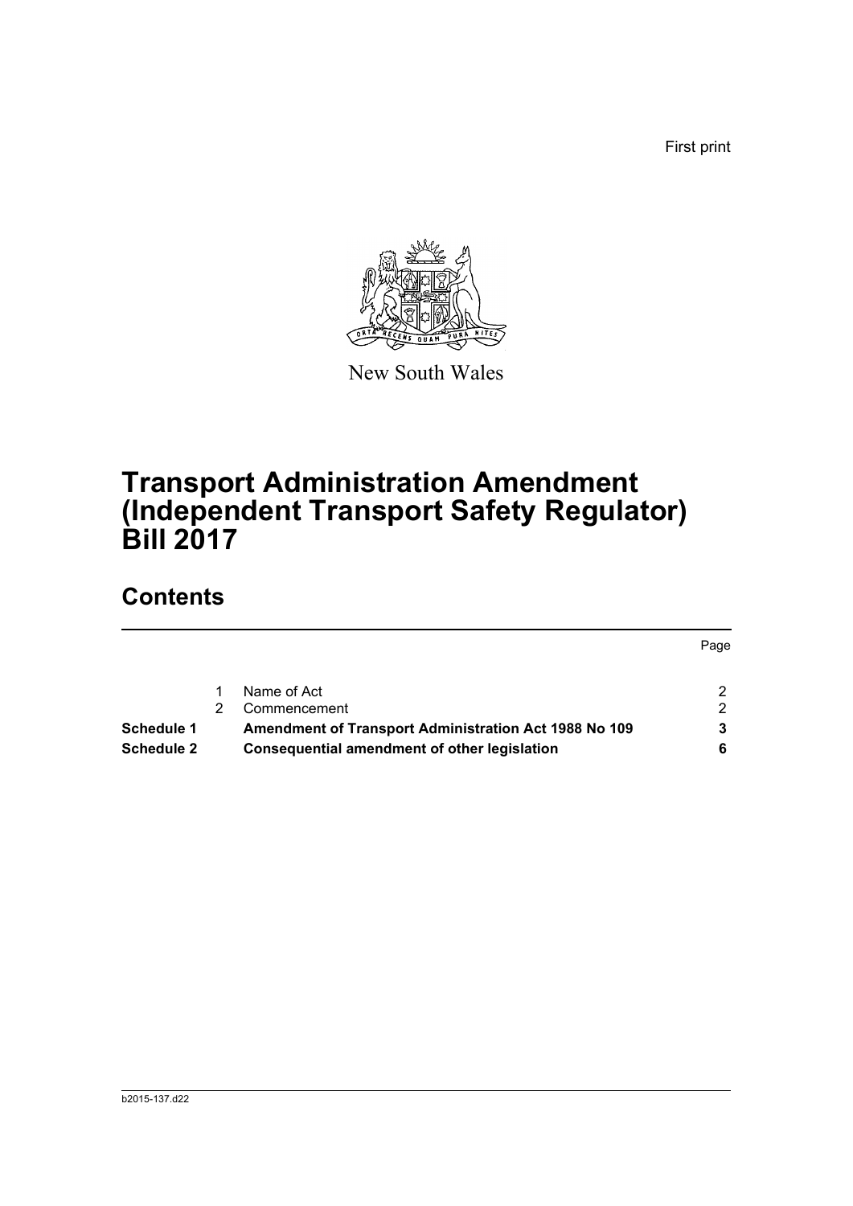First print

New South Wales

# Transport Administration Amendment (Independent Transport Safety Regulator) Bill 2017

## Contents

| | | | Page |
|---|---|---|---|
| | 1 | Name of Act | 2 |
| | 2 | Commencement | 2 |
| **Schedule 1** | | **Amendment of Transport Administration Act 1988 No 109** | **3** |
| **Schedule 2** | | **Consequential amendment of other legislation** | **6** |

b2015-137.d22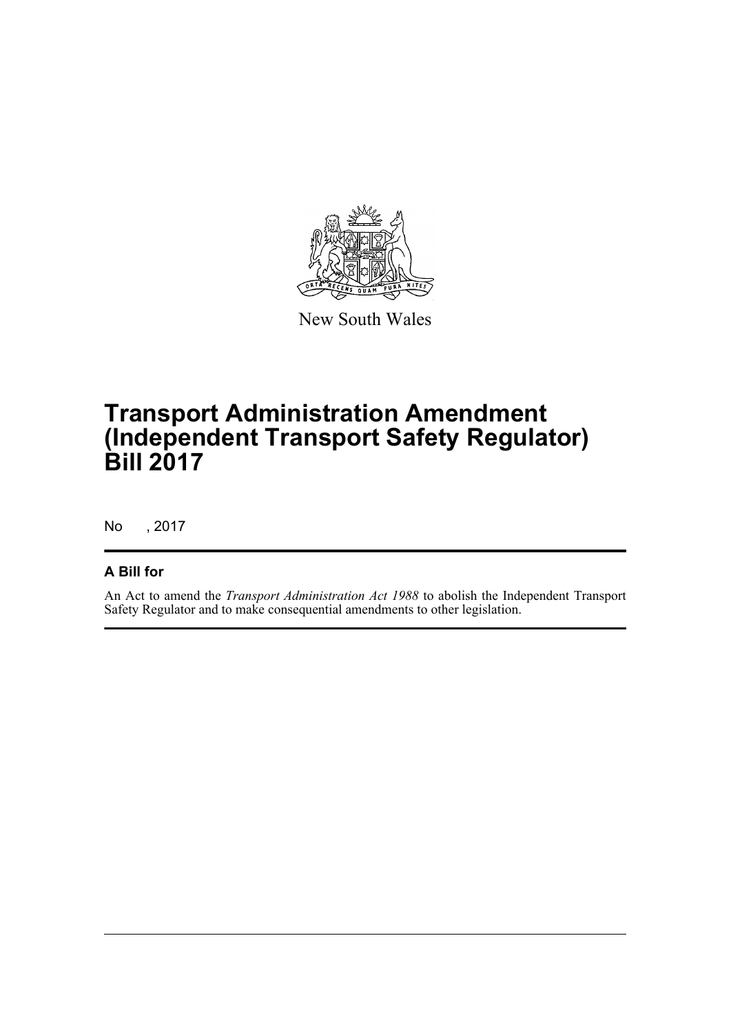New South Wales

# Transport Administration Amendment (Independent Transport Safety Regulator) Bill 2017

No , 2017

## A Bill for

An Act to amend the *Transport Administration Act 1988* to abolish the Independent Transport Safety Regulator and to make consequential amendments to other legislation.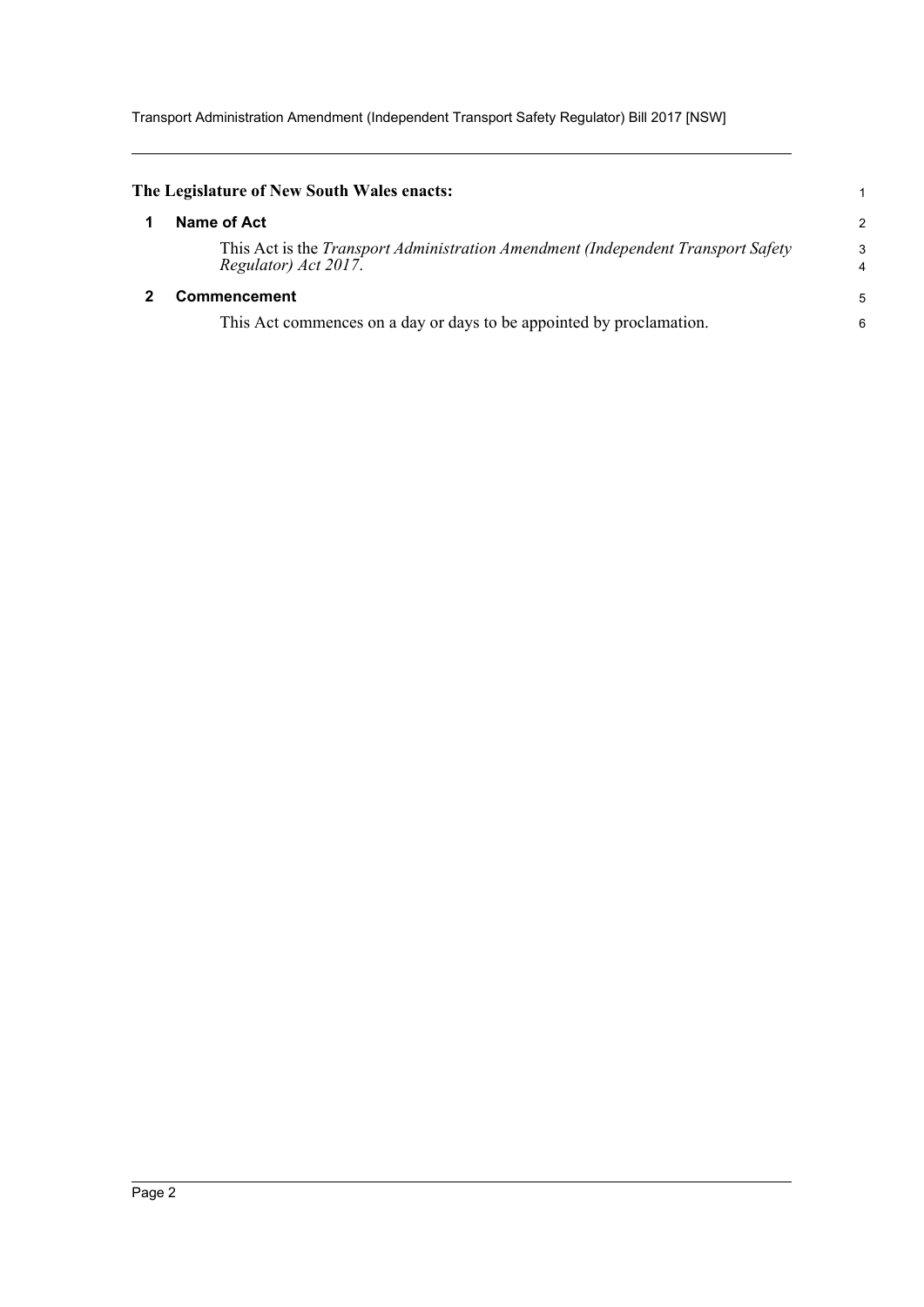**The Legislature of New South Wales enacts:**

## 1 Name of Act

This Act is the *Transport Administration Amendment (Independent Transport Safety Regulator) Act 2017*.

## 2 Commencement

This Act commences on a day or days to be appointed by proclamation.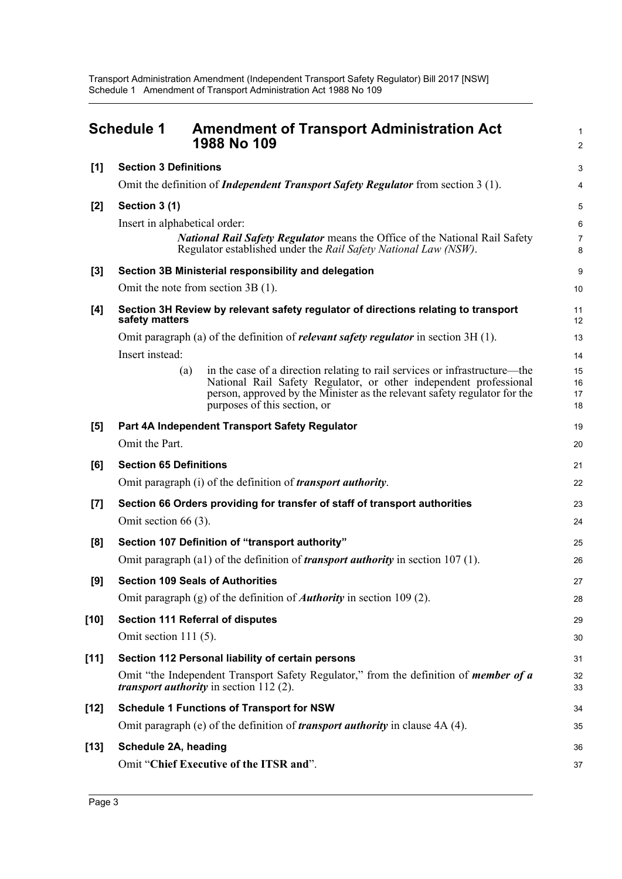# Schedule 1 Amendment of Transport Administration Act 1988 No 109

**[1] Section 3 Definitions**

Omit the definition of ***Independent Transport Safety Regulator*** from section 3 (1).

**[2] Section 3 (1)**

Insert in alphabetical order:

> ***National Rail Safety Regulator*** means the Office of the National Rail Safety Regulator established under the *Rail Safety National Law (NSW)*.

**[3] Section 3B Ministerial responsibility and delegation**

Omit the note from section 3B (1).

**[4] Section 3H Review by relevant safety regulator of directions relating to transport safety matters**

Omit paragraph (a) of the definition of ***relevant safety regulator*** in section 3H (1).

Insert instead:

> (a) in the case of a direction relating to rail services or infrastructure—the National Rail Safety Regulator, or other independent professional person, approved by the Minister as the relevant safety regulator for the purposes of this section, or

**[5] Part 4A Independent Transport Safety Regulator**

Omit the Part.

**[6] Section 65 Definitions**

Omit paragraph (i) of the definition of ***transport authority***.

**[7] Section 66 Orders providing for transfer of staff of transport authorities**

Omit section 66 (3).

**[8] Section 107 Definition of "transport authority"**

Omit paragraph (a1) of the definition of ***transport authority*** in section 107 (1).

**[9] Section 109 Seals of Authorities**

Omit paragraph (g) of the definition of ***Authority*** in section 109 (2).

**[10] Section 111 Referral of disputes**

Omit section 111 (5).

**[11] Section 112 Personal liability of certain persons**

Omit "the Independent Transport Safety Regulator," from the definition of ***member of a transport authority*** in section 112 (2).

**[12] Schedule 1 Functions of Transport for NSW**

Omit paragraph (e) of the definition of ***transport authority*** in clause 4A (4).

**[13] Schedule 2A, heading**

Omit "**Chief Executive of the ITSR and**".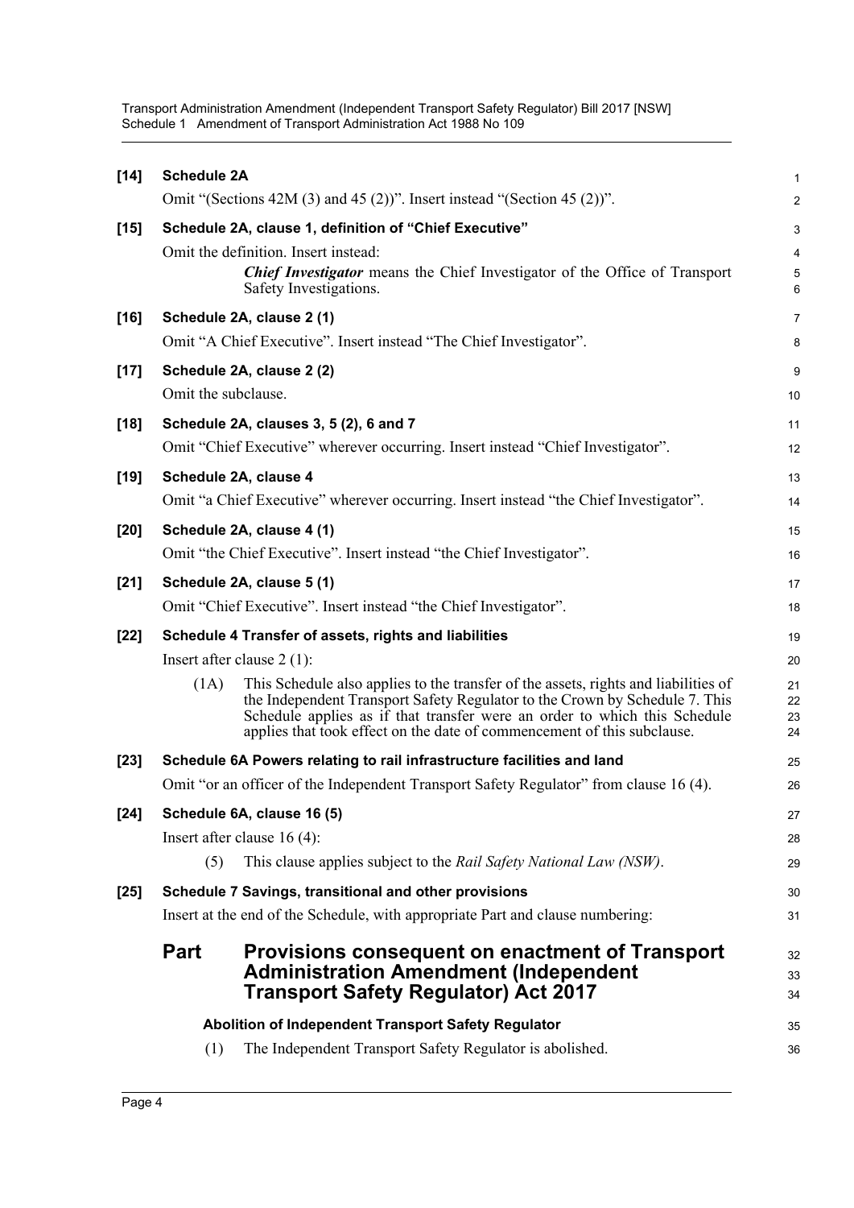**[14] Schedule 2A**

Omit "(Sections 42M (3) and 45 (2))". Insert instead "(Section 45 (2))".

**[15] Schedule 2A, clause 1, definition of "Chief Executive"**

Omit the definition. Insert instead:

> ***Chief Investigator*** means the Chief Investigator of the Office of Transport Safety Investigations.

**[16] Schedule 2A, clause 2 (1)**

Omit "A Chief Executive". Insert instead "The Chief Investigator".

**[17] Schedule 2A, clause 2 (2)**

Omit the subclause.

**[18] Schedule 2A, clauses 3, 5 (2), 6 and 7**

Omit "Chief Executive" wherever occurring. Insert instead "Chief Investigator".

**[19] Schedule 2A, clause 4**

Omit "a Chief Executive" wherever occurring. Insert instead "the Chief Investigator".

**[20] Schedule 2A, clause 4 (1)**

Omit "the Chief Executive". Insert instead "the Chief Investigator".

**[21] Schedule 2A, clause 5 (1)**

Omit "Chief Executive". Insert instead "the Chief Investigator".

**[22] Schedule 4 Transfer of assets, rights and liabilities**

Insert after clause 2 (1):

> (1A) This Schedule also applies to the transfer of the assets, rights and liabilities of the Independent Transport Safety Regulator to the Crown by Schedule 7. This Schedule applies as if that transfer were an order to which this Schedule applies that took effect on the date of commencement of this subclause.

**[23] Schedule 6A Powers relating to rail infrastructure facilities and land**

Omit "or an officer of the Independent Transport Safety Regulator" from clause 16 (4).

**[24] Schedule 6A, clause 16 (5)**

Insert after clause 16 (4):

> (5) This clause applies subject to the *Rail Safety National Law (NSW)*.

**[25] Schedule 7 Savings, transitional and other provisions**

Insert at the end of the Schedule, with appropriate Part and clause numbering:

## Part Provisions consequent on enactment of Transport Administration Amendment (Independent Transport Safety Regulator) Act 2017

### Abolition of Independent Transport Safety Regulator

(1) The Independent Transport Safety Regulator is abolished.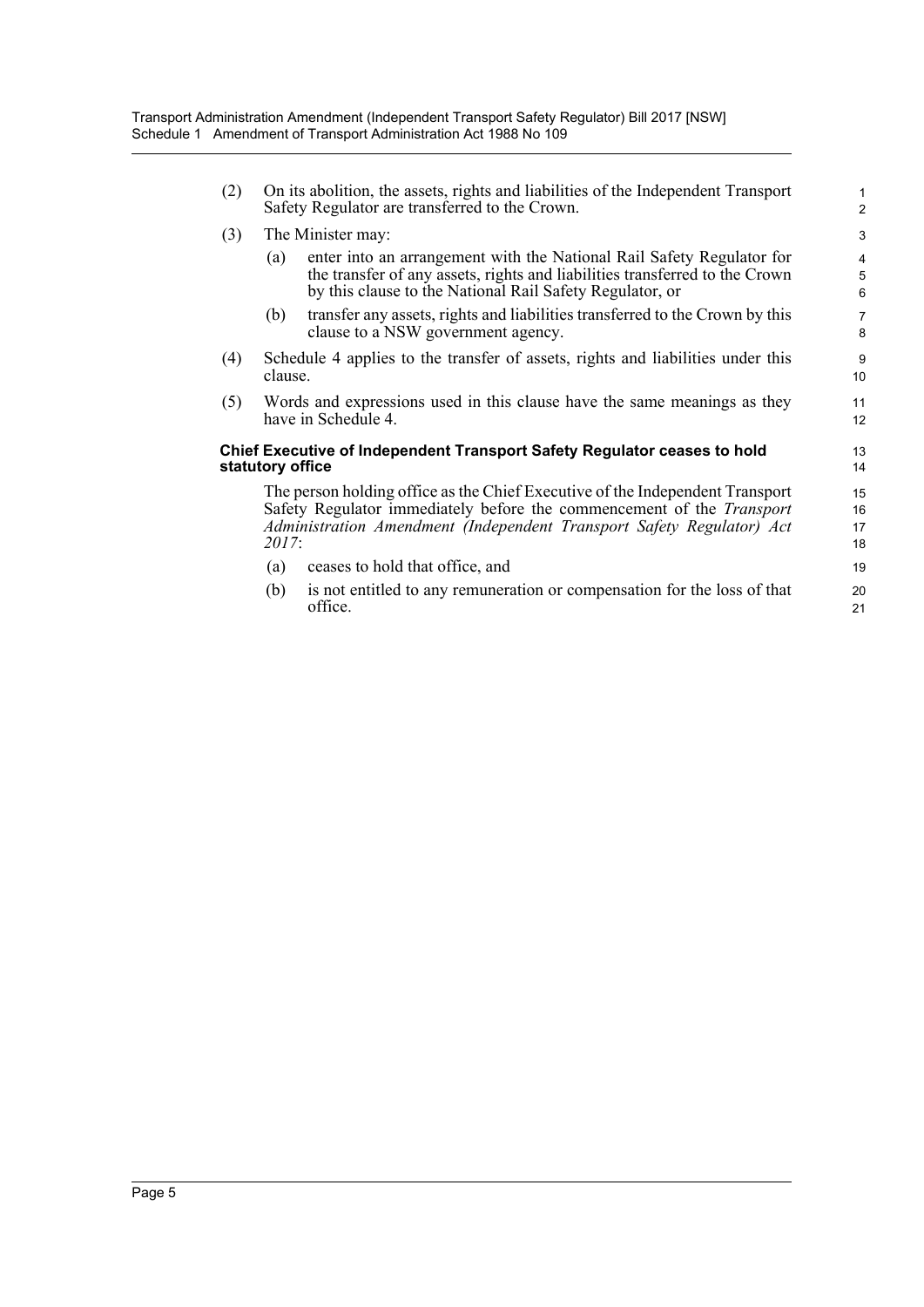(2) On its abolition, the assets, rights and liabilities of the Independent Transport Safety Regulator are transferred to the Crown.

(3) The Minister may:

  (a) enter into an arrangement with the National Rail Safety Regulator for the transfer of any assets, rights and liabilities transferred to the Crown by this clause to the National Rail Safety Regulator, or

  (b) transfer any assets, rights and liabilities transferred to the Crown by this clause to a NSW government agency.

(4) Schedule 4 applies to the transfer of assets, rights and liabilities under this clause.

(5) Words and expressions used in this clause have the same meanings as they have in Schedule 4.

**Chief Executive of Independent Transport Safety Regulator ceases to hold statutory office**

The person holding office as the Chief Executive of the Independent Transport Safety Regulator immediately before the commencement of the *Transport Administration Amendment (Independent Transport Safety Regulator) Act 2017*:

  (a) ceases to hold that office, and

  (b) is not entitled to any remuneration or compensation for the loss of that office.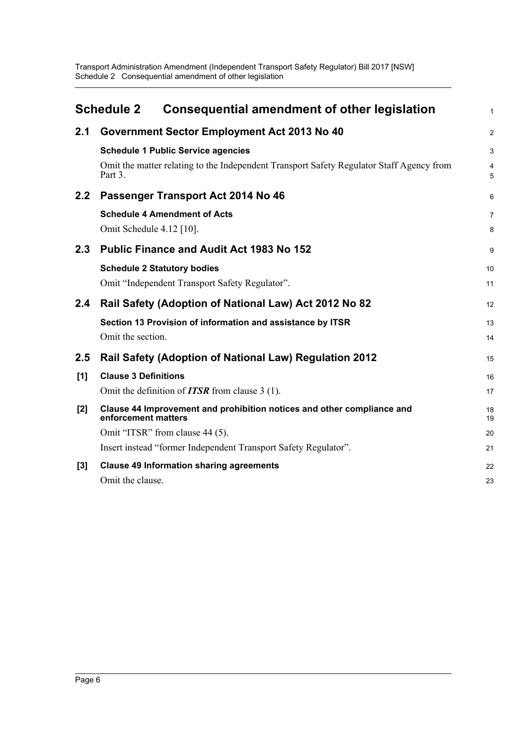# Schedule 2 Consequential amendment of other legislation

## 2.1 Government Sector Employment Act 2013 No 40

**Schedule 1 Public Service agencies**

Omit the matter relating to the Independent Transport Safety Regulator Staff Agency from Part 3.

## 2.2 Passenger Transport Act 2014 No 46

**Schedule 4 Amendment of Acts**

Omit Schedule 4.12 [10].

## 2.3 Public Finance and Audit Act 1983 No 152

**Schedule 2 Statutory bodies**

Omit "Independent Transport Safety Regulator".

## 2.4 Rail Safety (Adoption of National Law) Act 2012 No 82

**Section 13 Provision of information and assistance by ITSR**

Omit the section.

## 2.5 Rail Safety (Adoption of National Law) Regulation 2012

**[1] Clause 3 Definitions**

Omit the definition of ***ITSR*** from clause 3 (1).

**[2] Clause 44 Improvement and prohibition notices and other compliance and enforcement matters**

Omit "ITSR" from clause 44 (5).

Insert instead "former Independent Transport Safety Regulator".

**[3] Clause 49 Information sharing agreements**

Omit the clause.